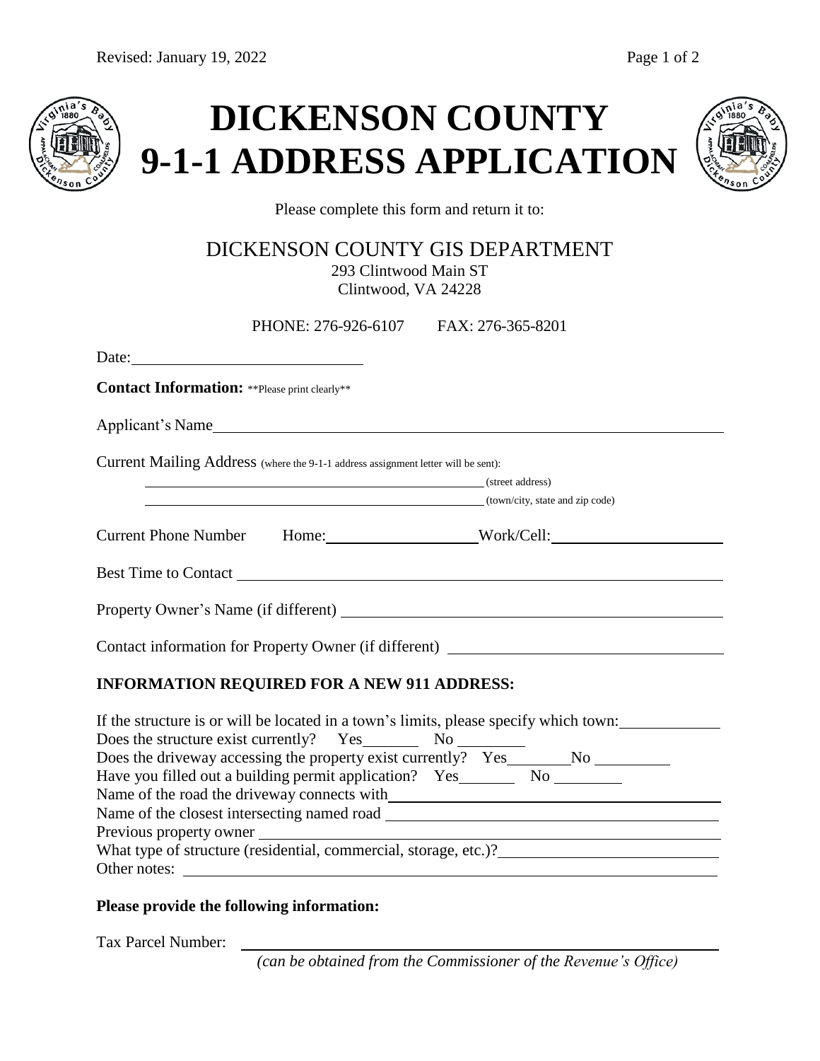# DICKENSON COUNTY 9-1-1 ADDRESS APPLICATION

Please complete this form and return it to:

DICKENSON COUNTY GIS DEPARTMENT
293 Clintwood Main ST
Clintwood, VA 24228

PHONE: 276-926-6107 FAX: 276-365-8201

Date: ______________________________

**Contact Information:** **Please print clearly**

Applicant's Name ______________________________________________________________

Current Mailing Address (where the 9-1-1 address assignment letter will be sent):

______________________________________________ (street address)

______________________________________________ (town/city, state and zip code)

Current Phone Number Home: ___________________ Work/Cell: ______________________

Best Time to Contact ______________________________________________________________

Property Owner's Name (if different) ______________________________________________

Contact information for Property Owner (if different) ______________________________

**INFORMATION REQUIRED FOR A NEW 911 ADDRESS:**

If the structure is or will be located in a town's limits, please specify which town: ____________

Does the structure exist currently? Yes _______ No ________

Does the driveway accessing the property exist currently? Yes ________ No _________

Have you filled out a building permit application? Yes _______ No ________

Name of the road the driveway connects with ____________________________________

Name of the closest intersecting named road ____________________________________

Previous property owner ____________________________________________________

What type of structure (residential, commercial, storage, etc.)? ___________________________

Other notes: ______________________________________________________________

**Please provide the following information:**

Tax Parcel Number: ______________________________________________

*(can be obtained from the Commissioner of the Revenue's Office)*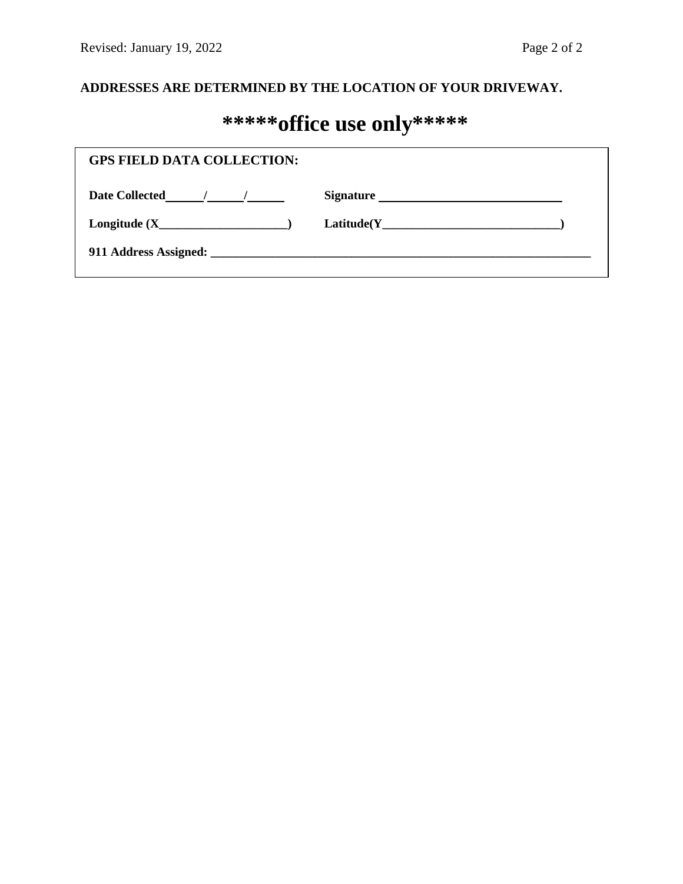**ADDRESSES ARE DETERMINED BY THE LOCATION OF YOUR DRIVEWAY.**

# *****office use only*****

**GPS FIELD DATA COLLECTION:**

**Date Collected\_\_\_\_\_\_/\_\_\_\_\_\_/\_\_\_\_\_\_** **Signature \_\_\_\_\_\_\_\_\_\_\_\_\_\_\_\_\_\_\_\_\_\_\_\_\_\_\_\_\_\_**

**Longitude (X\_\_\_\_\_\_\_\_\_\_\_\_\_\_\_\_\_\_\_\_\_)** **Latitude(Y\_\_\_\_\_\_\_\_\_\_\_\_\_\_\_\_\_\_\_\_\_\_\_\_\_\_\_\_\_)**

**911 Address Assigned: \_\_\_\_\_\_\_\_\_\_\_\_\_\_\_\_\_\_\_\_\_\_\_\_\_\_\_\_\_\_\_\_\_\_\_\_\_\_\_\_\_\_\_\_\_\_\_\_\_\_\_\_\_\_\_\_\_\_\_\_\_\_\_\_**